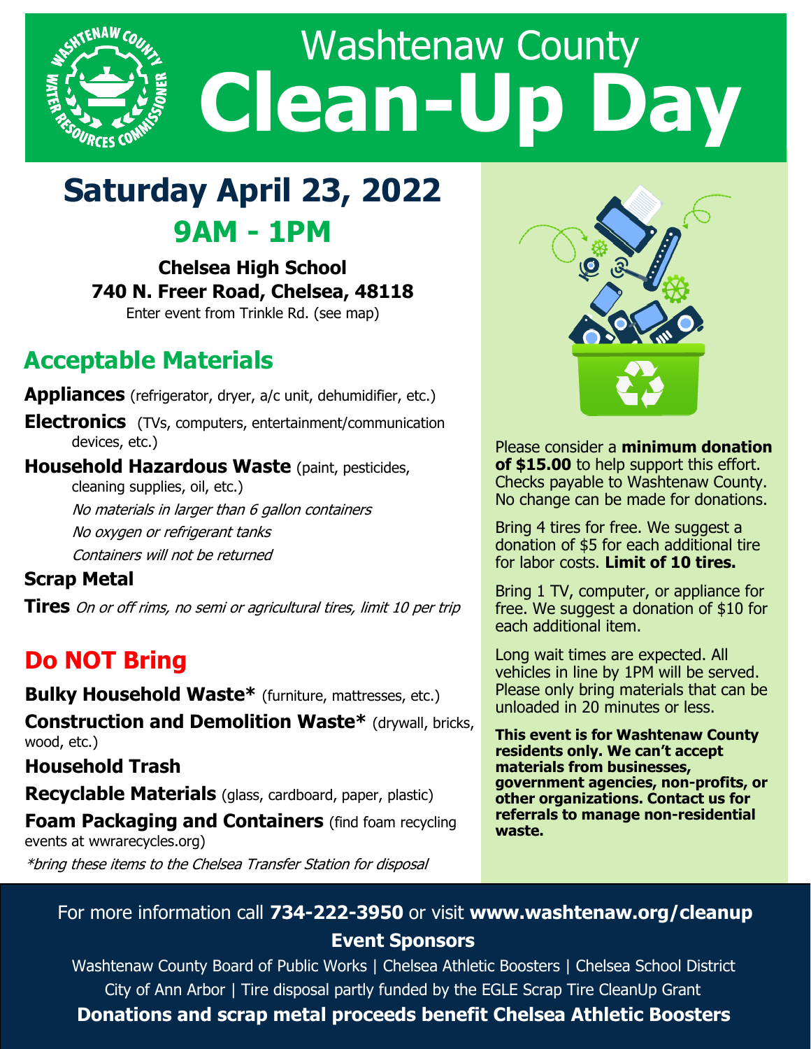# Washtenaw County Clean-Up Day

## Saturday April 23, 2022

## 9AM - 1PM

**Chelsea High School**
**740 N. Freer Road, Chelsea, 48118**
Enter event from Trinkle Rd. (see map)

## Acceptable Materials

**Appliances** (refrigerator, dryer, a/c unit, dehumidifier, etc.)

**Electronics** (TVs, computers, entertainment/communication devices, etc.)

**Household Hazardous Waste** (paint, pesticides, cleaning supplies, oil, etc.)
*No materials in larger than 6 gallon containers*
*No oxygen or refrigerant tanks*
*Containers will not be returned*

**Scrap Metal**

**Tires** *On or off rims, no semi or agricultural tires, limit 10 per trip*

## Do NOT Bring

**Bulky Household Waste*** (furniture, mattresses, etc.)

**Construction and Demolition Waste*** (drywall, bricks, wood, etc.)

**Household Trash**

**Recyclable Materials** (glass, cardboard, paper, plastic)

**Foam Packaging and Containers** (find foam recycling events at wwrarecycles.org)

*\*bring these items to the Chelsea Transfer Station for disposal*

Please consider a **minimum donation of $15.00** to help support this effort. Checks payable to Washtenaw County. No change can be made for donations.

Bring 4 tires for free. We suggest a donation of $5 for each additional tire for labor costs. **Limit of 10 tires.**

Bring 1 TV, computer, or appliance for free. We suggest a donation of $10 for each additional item.

Long wait times are expected. All vehicles in line by 1PM will be served. Please only bring materials that can be unloaded in 20 minutes or less.

**This event is for Washtenaw County residents only. We can't accept materials from businesses, government agencies, non-profits, or other organizations. Contact us for referrals to manage non-residential waste.**

For more information call **734-222-3950** or visit **www.washtenaw.org/cleanup**

**Event Sponsors**

Washtenaw County Board of Public Works | Chelsea Athletic Boosters | Chelsea School District
City of Ann Arbor | Tire disposal partly funded by the EGLE Scrap Tire CleanUp Grant

**Donations and scrap metal proceeds benefit Chelsea Athletic Boosters**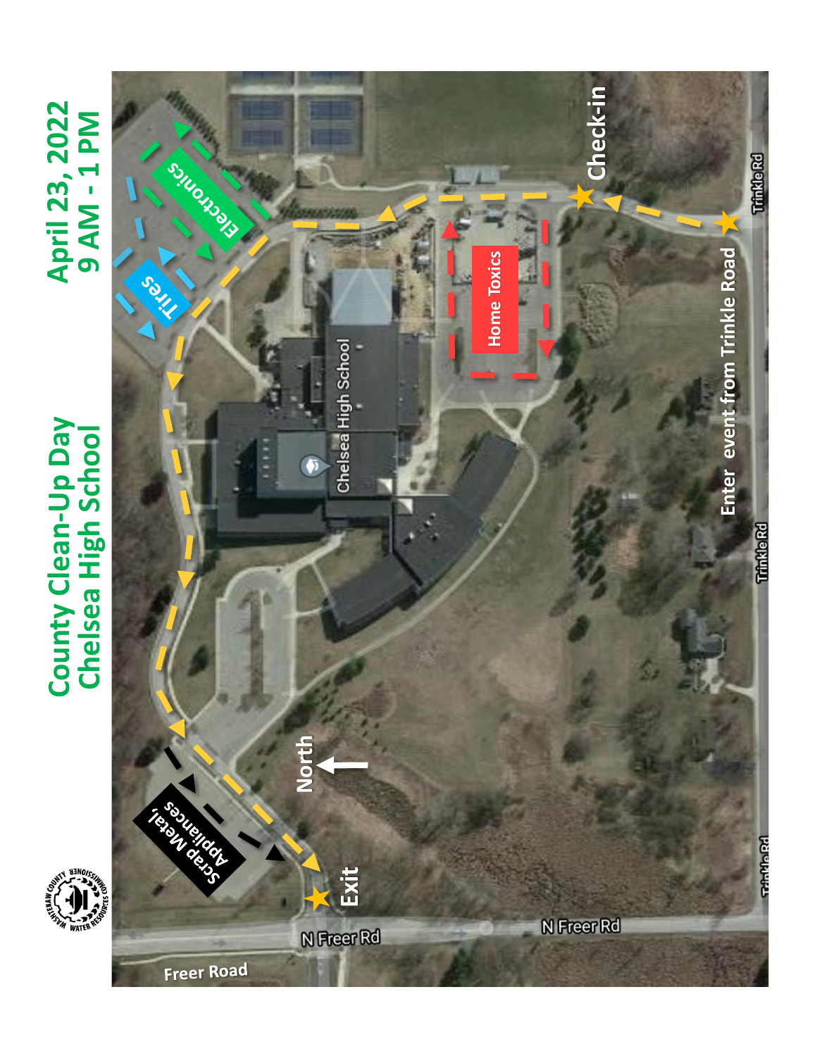# County Clean-Up Day
# Chelsea High School

## April 23, 2022
## 9 AM - 1 PM

Check-in

Enter event from Trinkle Road

Electronics

Tires

Home Toxics

Chelsea High School

Scrap Metal, Appliances

North

Exit

Trinkle Rd

N Freer Rd

Freer Road

WASHTENAW COUNTY WATER RESOURCES COMMISSIONER